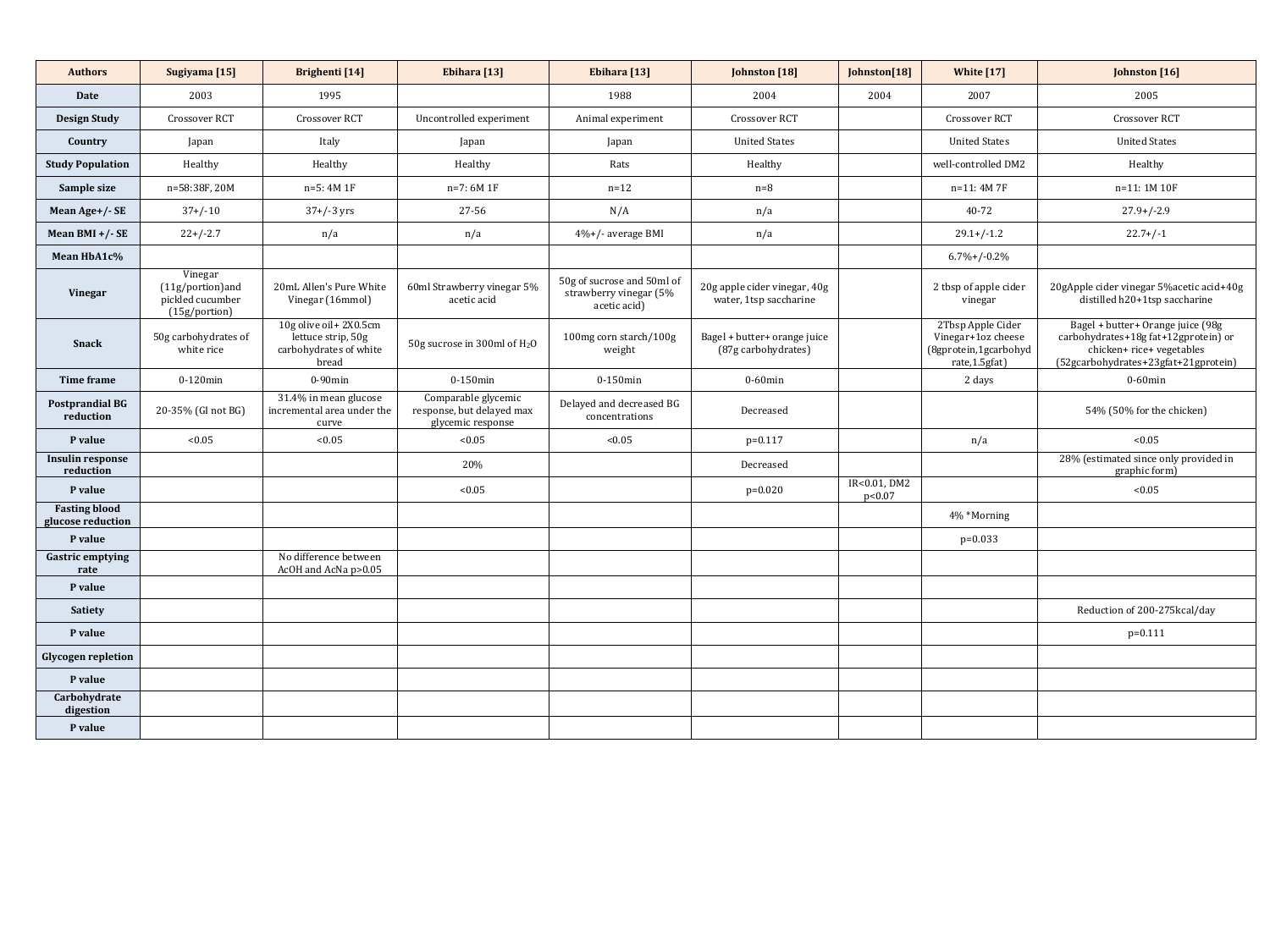| Authors | Sugiyama [15] | Brighenti [14] | Ebihara [13] | Ebihara [13] | Johnston [18] | Johnston[18] | White [17] | Johnston [16] |
|---|---|---|---|---|---|---|---|---|
| Date | 2003 | 1995 | | 1988 | 2004 | 2004 | 2007 | 2005 |
| Design Study | Crossover RCT | Crossover RCT | Uncontrolled experiment | Animal experiment | Crossover RCT | | Crossover RCT | Crossover RCT |
| Country | Japan | Italy | Japan | Japan | United States | | United States | United States |
| Study Population | Healthy | Healthy | Healthy | Rats | Healthy | | well-controlled DM2 | Healthy |
| Sample size | n=58:38F, 20M | n=5: 4M 1F | n=7: 6M 1F | n=12 | n=8 | | n=11: 4M 7F | n=11: 1M 10F |
| Mean Age+/- SE | 37+/-10 | 37+/-3 yrs | 27-56 | N/A | n/a | | 40-72 | 27.9+/-2.9 |
| Mean BMI +/- SE | 22+/-2.7 | n/a | n/a | 4%+/- average BMI | n/a | | 29.1+/-1.2 | 22.7+/-1 |
| Mean HbA1c% | | | | | | | 6.7%+/-0.2% | |
| Vinegar | Vinegar (11g/portion)and pickled cucumber (15g/portion) | 20mL Allen's Pure White Vinegar (16mmol) | 60ml Strawberry vinegar 5% acetic acid | 50g of sucrose and 50ml of strawberry vinegar (5% acetic acid) | 20g apple cider vinegar, 40g water, 1tsp saccharine | | 2 tbsp of apple cider vinegar | 20gApple cider vinegar 5%acetic acid+40g distilled h20+1tsp saccharine |
| Snack | 50g carbohydrates of white rice | 10g olive oil+ 2X0.5cm lettuce strip, 50g carbohydrates of white bread | 50g sucrose in 300ml of $H_2O$ | 100mg corn starch/100g weight | Bagel + butter+ orange juice (87g carbohydrates) | | 2Tbsp Apple Cider Vinegar+1oz cheese (8gprotein,1gcarbohyd rate,1.5gfat) | Bagel + butter+ Orange juice (98g carbohydrates+18g fat+12gprotein) or chicken+ rice+ vegetables (52gcarbohydrates+23gfat+21gprotein) |
| Time frame | 0-120min | 0-90min | 0-150min | 0-150min | 0-60min | | 2 days | 0-60min |
| Postprandial BG reduction | 20-35% (GI not BG) | 31.4% in mean glucose incremental area under the curve | Comparable glycemic response, but delayed max glycemic response | Delayed and decreased BG concentrations | Decreased | | | 54% (50% for the chicken) |
| P value | <0.05 | <0.05 | <0.05 | <0.05 | p=0.117 | | n/a | <0.05 |
| Insulin response reduction | | | 20% | | Decreased | | | 28% (estimated since only provided in graphic form) |
| P value | | | <0.05 | | p=0.020 | IR<0.01, DM2 p<0.07 | | <0.05 |
| Fasting blood glucose reduction | | | | | | | 4% *Morning | |
| P value | | | | | | | p=0.033 | |
| Gastric emptying rate | | No difference between AcOH and AcNa p>0.05 | | | | | | |
| P value | | | | | | | | |
| Satiety | | | | | | | | Reduction of 200-275kcal/day |
| P value | | | | | | | | p=0.111 |
| Glycogen repletion | | | | | | | | |
| P value | | | | | | | | |
| Carbohydrate digestion | | | | | | | | |
| P value | | | | | | | | |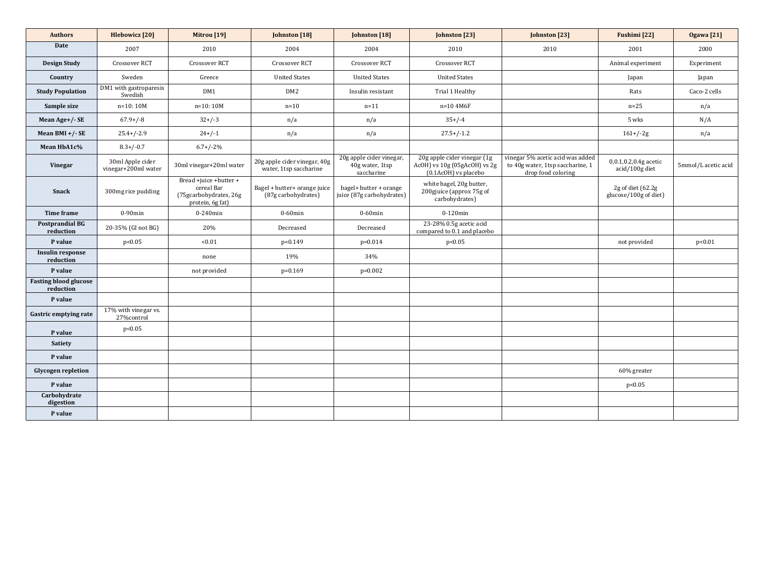| Authors | Hlebowicz [20] | Mitrou [19] | Johnston [18] | Johnston [18] | Johnston [23] | Johnston [23] | Fushimi [22] | Ogawa [21] |
|---|---|---|---|---|---|---|---|---|
| Date | 2007 | 2010 | 2004 | 2004 | 2010 | 2010 | 2001 | 2000 |
| Design Study | Crossover RCT | Crossover RCT | Crossover RCT | Crossover RCT | Crossover RCT | | Animal experiment | Experiment |
| Country | Sweden | Greece | United States | United States | United States | | Japan | Japan |
| Study Population | DM1 with gastroparesis Swedish | DM1 | DM2 | Insulin resistant | Trial 1 Healthy | | Rats | Caco-2 cells |
| Sample size | n=10: 10M | n=10: 10M | n=10 | n=11 | n=10 4M6F | | n=25 | n/a |
| Mean Age+/- SE | 67.9+/-8 | 32+/-3 | n/a | n/a | 35+/-4 | | 5 wks | N/A |
| Mean BMI +/- SE | 25.4+/-2.9 | 24+/-1 | n/a | n/a | 27.5+/-1.2 | | 161+/-2g | n/a |
| Mean HbA1c% | 8.3+/-0.7 | 6.7+/-2% | | | | | | |
| Vinegar | 30ml Apple cider vinegar+200ml water | 30ml vinegar+20ml water | 20g apple cider vinegar, 40g water, 1tsp saccharine | 20g apple cider vinegar, 40g water, 1tsp saccharine | 20g apple cider vinegar (1g AcOH) vs 10g (05gAcOH) vs 2g (0.1AcOH) vs placebo | vinegar 5% acetic acid was added to 40g water, 1tsp saccharine, 1 drop food coloring | 0,0.1,0.2,0.4g acetic acid/100g diet | 5mmol/L acetic acid |
| Snack | 300mg rice pudding | Bread +juice +butter + cereal Bar (75gcarbohydrates, 26g protein, 6g fat) | Bagel + butter+ orange juice (87g carbohydrates) | bagel+ butter + orange juice (87g carbohydrates) | white bagel, 20g butter, 200gjuice (approx 75g of carbohydrates) | | 2g of diet (62.2g glucose/100g of diet) | |
| Time frame | 0-90min | 0-240min | 0-60min | 0-60min | 0-120min | | | |
| Postprandial BG reduction | 20-35% (GI not BG) | 20% | Decreased | Decreased | 23-28% 0.5g acetic acid compared to 0.1 and placebo | | | |
| P value | p<0.05 | <0.01 | p=0.149 | p=0.014 | p<0.05 | | not provided | p<0.01 |
| Insulin response reduction | | none | 19% | 34% | | | | |
| P value | | not provided | p=0.169 | p=0.002 | | | | |
| Fasting blood glucose reduction | | | | | | | | |
| P value | | | | | | | | |
| Gastric emptying rate | 17% with vinegar vs. 27%control | | | | | | | |
| P value | p<0.05 | | | | | | | |
| Satiety | | | | | | | | |
| P value | | | | | | | | |
| Glycogen repletion | | | | | | | 60% greater | |
| P value | | | | | | | p<0.05 | |
| Carbohydrate digestion | | | | | | | | |
| P value | | | | | | | | |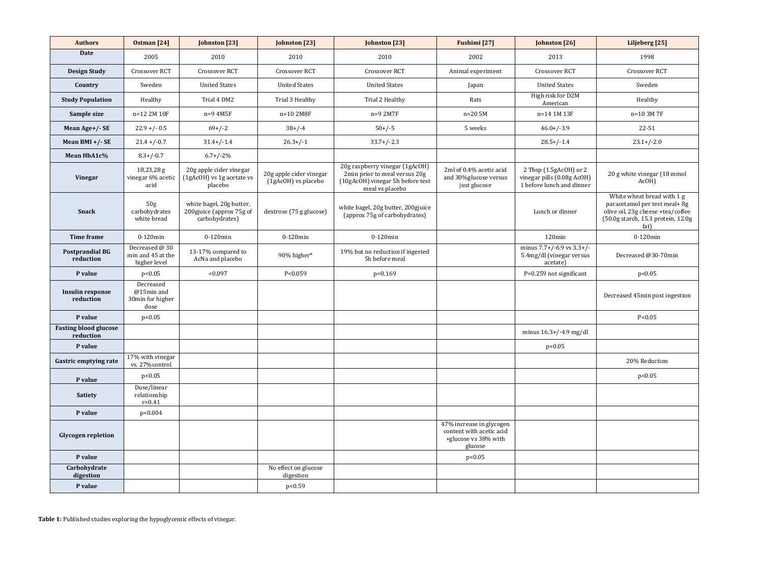| Authors | Ostman [24] | Johnston [23] | Johnston [23] | Johnston [23] | Fushimi [27] | Johnston [26] | Liljeberg [25] |
|---|---|---|---|---|---|---|---|
| Date | 2005 | 2010 | 2010 | 2010 | 2002 | 2013 | 1998 |
| Design Study | Crossover RCT | Crossover RCT | Crossover RCT | Crossover RCT | Animal experiment | Crossover RCT | Crossover RCT |
| Country | Sweden | United States | United States | United States | Japan | United States | Sweden |
| Study Population | Healthy | Trial 4 DM2 | Trial 3 Healthy | Trial 2 Healthy | Rats | High risk for D2M American | Healthy |
| Sample size | n=12 2M 10F | n=9 4M5F | n=10 2M8F | n=9 2M7F | n=20 5M | n=14 1M 13F | n=10 3M 7F |
| Mean Age+/- SE | 22.9 +/- 0.5 | 69+/-2 | 38+/-4 | 50+/-5 | 5 weeks | 46.0+/-3.9 | 22-51 |
| Mean BMI +/- SE | 21.4 +/-0.7 | 31.4+/-1.4 | 26.3+/-1 | 33.7+/-2.3 | | 28.5+/-1.4 | 23.1+/-2.0 |
| Mean HbA1c% | 8.3+/-0.7 | 6.7+/-2% | | | | | |
| Vinegar | 18,23,28 g vinegar 6% acetic acid | 20g apple cider vinegar (1gAcOH) vs 1g acetate vs placebo | 20g apple cider vinegar (1gAcOH) vs placebo | 20g raspberry vinegar (1gAcOH) 2min prior to meal versus 20g (10gAcOH) vinegar 5h before test meal vs placebo | 2ml of 0.4% acetic acid and 30%glucose versus just glucose | 2 Tbsp (1.5gAcOH) or 2 vinegar pills (0.08g AcOH) 1 before lunch and dinner | 20 g white vinegar (18 mmol AcOH) |
| Snack | 50g carbohydrates white bread | white bagel, 20g butter, 200gjuice (approx 75g of carbohydrates) | dextrose (75 g glucose) | white bagel, 20g butter, 200gjuice (approx 75g of carbohydrates) | | Lunch or dinner | White wheat bread with 1 g paracetamol per test meal+ 8g olive oil, 23g cheese +tea/coffee (50.0g starch, 15.3 protein, 12.0g fat) |
| Time frame | 0-120min | 0-120min | 0-120min | 0-120min | | 120min | 0-120min |
| Postprandial BG reduction | Decreased @ 30 min and 45 at the higher level | 13-17% compared to AcNa and placebo | 90% higher* | 19% but no reduction if ingested 5h before meal | | minus 7.7+/-6.9 vs 3.3+/-5.4mg/dl (vinegar versus acetate) | Decreased @30-70min |
| P value | p<0.05 | <0.097 | P<0.059 | p=0.169 | | P=0.259 not significant | p<0.05 |
| Insulin response reduction | Decreased @15min and 30min for higher dose | | | | | | Decreased 45min post ingestion |
| P value | p<0.05 | | | | | | P<0.05 |
| Fasting blood glucose reduction | | | | | | minus 16.3+/-4.9 mg/dl | |
| P value | | | | | | p=0.05 | |
| Gastric emptying rate | 17% with vinegar vs. 27%control | | | | | | 20% Reduction |
| P value | p<0.05 | | | | | | p<0.05 |
| Satiety | Dose/linear relationship r=0.41 | | | | | | |
| P value | p<0.004 | | | | | | |
| Glycogen repletion | | | | | 47% increase in glycogen content with acetic acid +glucose vs 38% with glucose | | |
| P value | | | | | p<0.05 | | |
| Carbohydrate digestion | | | No effect on glucose digestion | | | | |
| P value | | | p<0.59 | | | | |

**Table 1:** Published studies exploring the hypoglycemic effects of vinegar.